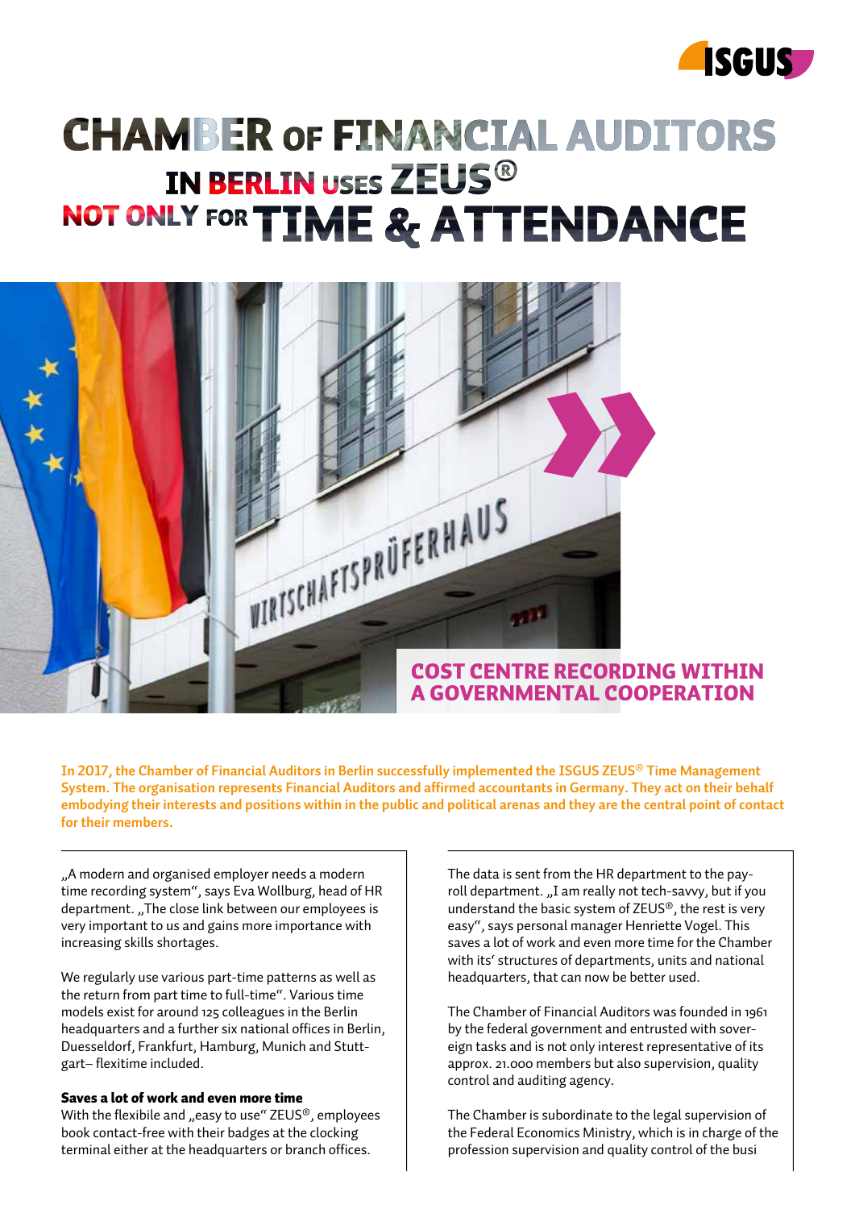# CHAMBER OF FINANCIAL AUDITORS IN BERLIN USES ZEUS® NOT ONLY FOR TIME & ATTENDANCE

## COST CENTRE RECORDING WITHIN A GOVERNMENTAL COOPERATION

**In 2017, the Chamber of Financial Auditors in Berlin successfully implemented the ISGUS ZEUS® Time Management System. The organisation represents Financial Auditors and affirmed accountants in Germany. They act on their behalf embodying their interests and positions within in the public and political arenas and they are the central point of contact for their members.**

„A modern and organised employer needs a modern time recording system", says Eva Wollburg, head of HR department. „The close link between our employees is very important to us and gains more importance with increasing skills shortages.

We regularly use various part-time patterns as well as the return from part time to full-time". Various time models exist for around 125 colleagues in the Berlin headquarters and a further six national offices in Berlin, Duesseldorf, Frankfurt, Hamburg, Munich and Stuttgart– flexitime included.

### Saves a lot of work and even more time

With the flexibile and „easy to use" ZEUS®, employees book contact-free with their badges at the clocking terminal either at the headquarters or branch offices.

The data is sent from the HR department to the payroll department. „I am really not tech-savvy, but if you understand the basic system of ZEUS®, the rest is very easy", says personal manager Henriette Vogel. This saves a lot of work and even more time for the Chamber with its' structures of departments, units and national headquarters, that can now be better used.

The Chamber of Financial Auditors was founded in 1961 by the federal government and entrusted with sovereign tasks and is not only interest representative of its approx. 21.000 members but also supervision, quality control and auditing agency.

The Chamber is subordinate to the legal supervision of the Federal Economics Ministry, which is in charge of the profession supervision and quality control of the busi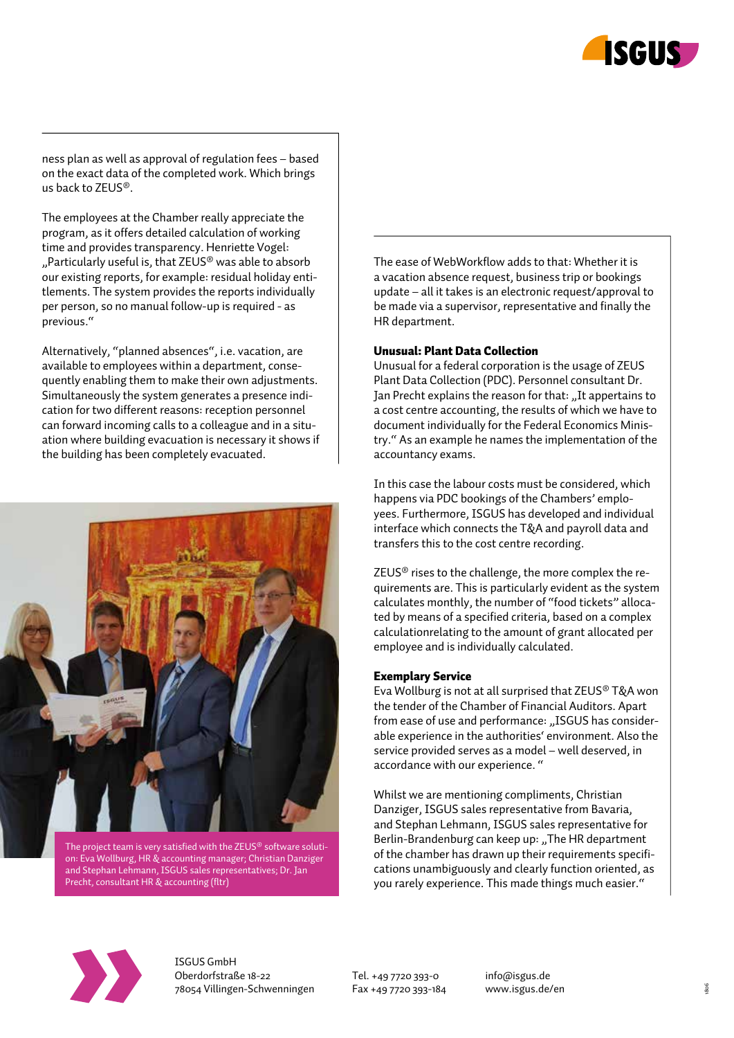ness plan as well as approval of regulation fees – based on the exact data of the completed work. Which brings us back to ZEUS®.

The employees at the Chamber really appreciate the program, as it offers detailed calculation of working time and provides transparency. Henriette Vogel: „Particularly useful is, that ZEUS® was able to absorb our existing reports, for example: residual holiday entitlements. The system provides the reports individually per person, so no manual follow-up is required - as previous."

Alternatively, "planned absences", i.e. vacation, are available to employees within a department, consequently enabling them to make their own adjustments. Simultaneously the system generates a presence indication for two different reasons: reception personnel can forward incoming calls to a colleague and in a situation where building evacuation is necessary it shows if the building has been completely evacuated.

The project team is very satisfied with the ZEUS® software solution: Eva Wollburg, HR & accounting manager; Christian Danziger and Stephan Lehmann, ISGUS sales representatives; Dr. Jan Precht, consultant HR & accounting (fltr)

The ease of WebWorkflow adds to that: Whether it is a vacation absence request, business trip or bookings update – all it takes is an electronic request/approval to be made via a supervisor, representative and finally the HR department.

**Unusual: Plant Data Collection**

Unusual for a federal corporation is the usage of ZEUS Plant Data Collection (PDC). Personnel consultant Dr. Jan Precht explains the reason for that: „It appertains to a cost centre accounting, the results of which we have to document individually for the Federal Economics Ministry." As an example he names the implementation of the accountancy exams.

In this case the labour costs must be considered, which happens via PDC bookings of the Chambers' employees. Furthermore, ISGUS has developed and individual interface which connects the T&A and payroll data and transfers this to the cost centre recording.

ZEUS® rises to the challenge, the more complex the requirements are. This is particularly evident as the system calculates monthly, the number of "food tickets" allocated by means of a specified criteria, based on a complex calculationrelating to the amount of grant allocated per employee and is individually calculated.

**Exemplary Service**

Eva Wollburg is not at all surprised that ZEUS® T&A won the tender of the Chamber of Financial Auditors. Apart from ease of use and performance: „ISGUS has considerable experience in the authorities' environment. Also the service provided serves as a model – well deserved, in accordance with our experience. "

Whilst we are mentioning compliments, Christian Danziger, ISGUS sales representative from Bavaria, and Stephan Lehmann, ISGUS sales representative for Berlin-Brandenburg can keep up: „The HR department of the chamber has drawn up their requirements specifications unambiguously and clearly function oriented, as you rarely experience. This made things much easier."

ISGUS GmbH
Oberdorfstraße 18-22
78054 Villingen-Schwenningen

Tel. +49 7720 393-0
Fax +49 7720 393-184

info@isgus.de
www.isgus.de/en